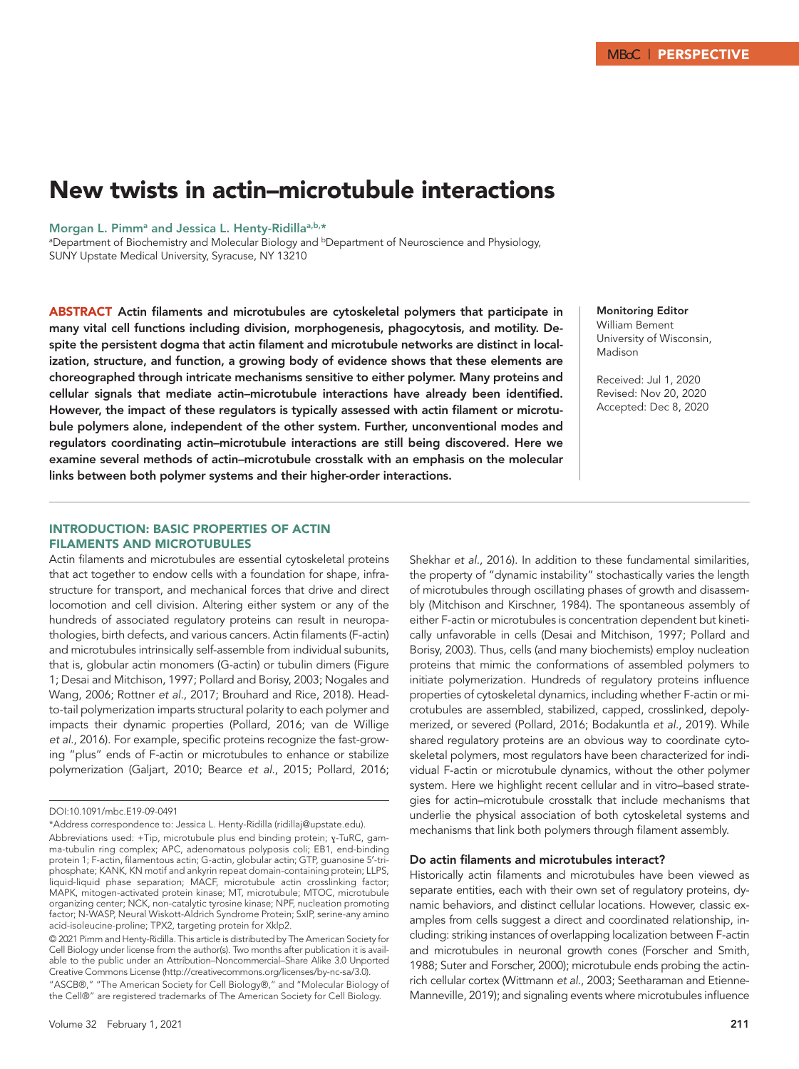MBoC | PERSPECTIVE

# New twists in actin–microtubule interactions

**Morgan L. Pimm[a] and Jessica L. Henty-Ridilla[a,b,*]**

[a]Department of Biochemistry and Molecular Biology and [b]Department of Neuroscience and Physiology, SUNY Upstate Medical University, Syracuse, NY 13210

**ABSTRACT** **Actin filaments and microtubules are cytoskeletal polymers that participate in many vital cell functions including division, morphogenesis, phagocytosis, and motility. Despite the persistent dogma that actin filament and microtubule networks are distinct in localization, structure, and function, a growing body of evidence shows that these elements are choreographed through intricate mechanisms sensitive to either polymer. Many proteins and cellular signals that mediate actin–microtubule interactions have already been identified. However, the impact of these regulators is typically assessed with actin filament or microtubule polymers alone, independent of the other system. Further, unconventional modes and regulators coordinating actin–microtubule interactions are still being discovered. Here we examine several methods of actin–microtubule crosstalk with an emphasis on the molecular links between both polymer systems and their higher-order interactions.**

**Monitoring Editor**
William Bement
University of Wisconsin, Madison

Received: Jul 1, 2020
Revised: Nov 20, 2020
Accepted: Dec 8, 2020

## INTRODUCTION: BASIC PROPERTIES OF ACTIN FILAMENTS AND MICROTUBULES

Actin filaments and microtubules are essential cytoskeletal proteins that act together to endow cells with a foundation for shape, infrastructure for transport, and mechanical forces that drive and direct locomotion and cell division. Altering either system or any of the hundreds of associated regulatory proteins can result in neuropathologies, birth defects, and various cancers. Actin filaments (F-actin) and microtubules intrinsically self-assemble from individual subunits, that is, globular actin monomers (G-actin) or tubulin dimers (Figure 1; Desai and Mitchison, 1997; Pollard and Borisy, 2003; Nogales and Wang, 2006; Rottner *et al*., 2017; Brouhard and Rice, 2018). Head-to-tail polymerization imparts structural polarity to each polymer and impacts their dynamic properties (Pollard, 2016; van de Willige *et al*., 2016). For example, specific proteins recognize the fast-growing "plus" ends of F-actin or microtubules to enhance or stabilize polymerization (Galjart, 2010; Bearce *et al*., 2015; Pollard, 2016; Shekhar *et al*., 2016). In addition to these fundamental similarities, the property of "dynamic instability" stochastically varies the length of microtubules through oscillating phases of growth and disassembly (Mitchison and Kirschner, 1984). The spontaneous assembly of either F-actin or microtubules is concentration dependent but kinetically unfavorable in cells (Desai and Mitchison, 1997; Pollard and Borisy, 2003). Thus, cells (and many biochemists) employ nucleation proteins that mimic the conformations of assembled polymers to initiate polymerization. Hundreds of regulatory proteins influence properties of cytoskeletal dynamics, including whether F-actin or microtubules are assembled, stabilized, capped, crosslinked, depolymerized, or severed (Pollard, 2016; Bodakuntla *et al*., 2019). While shared regulatory proteins are an obvious way to coordinate cytoskeletal polymers, most regulators have been characterized for individual F-actin or microtubule dynamics, without the other polymer system. Here we highlight recent cellular and in vitro–based strategies for actin–microtubule crosstalk that include mechanisms that underlie the physical association of both cytoskeletal systems and mechanisms that link both polymers through filament assembly.

### Do actin filaments and microtubules interact?

Historically actin filaments and microtubules have been viewed as separate entities, each with their own set of regulatory proteins, dynamic behaviors, and distinct cellular locations. However, classic examples from cells suggest a direct and coordinated relationship, including: striking instances of overlapping localization between F-actin and microtubules in neuronal growth cones (Forscher and Smith, 1988; Suter and Forscher, 2000); microtubule ends probing the actin-rich cellular cortex (Wittmann *et al*., 2003; Seetharaman and Etienne-Manneville, 2019); and signaling events where microtubules influence

---

DOI:10.1091/mbc.E19-09-0491

*Address correspondence to: Jessica L. Henty-Ridilla (ridillaj@upstate.edu).

Abbreviations used: +Tip, microtubule plus end binding protein; γ-TuRC, gamma-tubulin ring complex; APC, adenomatous polyposis coli; EB1, end-binding protein 1; F-actin, filamentous actin; G-actin, globular actin; GTP, guanosine 5′-triphosphate; KANK, KN motif and ankyrin repeat domain-containing protein; LLPS, liquid-liquid phase separation; MACF, microtubule actin crosslinking factor; MAPK, mitogen-activated protein kinase; MT, microtubule; MTOC, microtubule organizing center; NCK, non-catalytic tyrosine kinase; NPF, nucleation promoting factor; N-WASP, Neural Wiskott-Aldrich Syndrome Protein; SxIP, serine-any amino acid-isoleucine-proline; TPX2, targeting protein for Xklp2.

© 2021 Pimm and Henty-Ridilla. This article is distributed by The American Society for Cell Biology under license from the author(s). Two months after publication it is available to the public under an Attribution–Noncommercial–Share Alike 3.0 Unported Creative Commons License (http://creativecommons.org/licenses/by-nc-sa/3.0).

"ASCB®," "The American Society for Cell Biology®," and "Molecular Biology of the Cell®" are registered trademarks of The American Society for Cell Biology.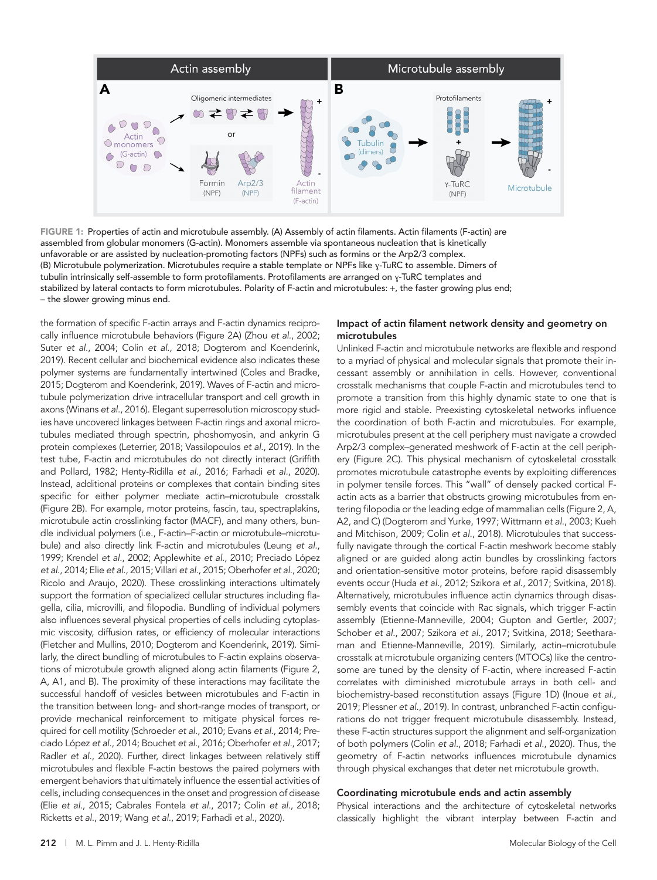FIGURE 1: Properties of actin and microtubule assembly. (A) Assembly of actin filaments. Actin filaments (F-actin) are assembled from globular monomers (G-actin). Monomers assemble via spontaneous nucleation that is kinetically unfavorable or are assisted by nucleation-promoting factors (NPFs) such as formins or the Arp2/3 complex. (B) Microtubule polymerization. Microtubules require a stable template or NPFs like γ-TuRC to assemble. Dimers of tubulin intrinsically self-assemble to form protofilaments. Protofilaments are arranged on γ-TuRC templates and stabilized by lateral contacts to form microtubules. Polarity of F-actin and microtubules: +, the faster growing plus end; – the slower growing minus end.

the formation of specific F-actin arrays and F-actin dynamics reciprocally influence microtubule behaviors (Figure 2A) (Zhou *et al.*, 2002; Suter *et al.*, 2004; Colin *et al.*, 2018; Dogterom and Koenderink, 2019). Recent cellular and biochemical evidence also indicates these polymer systems are fundamentally intertwined (Coles and Bradke, 2015; Dogterom and Koenderink, 2019). Waves of F-actin and microtubule polymerization drive intracellular transport and cell growth in axons (Winans *et al.*, 2016). Elegant superresolution microscopy studies have uncovered linkages between F-actin rings and axonal microtubules mediated through spectrin, phoshomyosin, and ankyrin G protein complexes (Leterrier, 2018; Vassilopoulos *et al.*, 2019). In the test tube, F-actin and microtubules do not directly interact (Griffith and Pollard, 1982; Henty-Ridilla *et al.*, 2016; Farhadi *et al.*, 2020). Instead, additional proteins or complexes that contain binding sites specific for either polymer mediate actin–microtubule crosstalk (Figure 2B). For example, motor proteins, fascin, tau, spectraplakins, microtubule actin crosslinking factor (MACF), and many others, bundle individual polymers (i.e., F-actin–F-actin or microtubule–microtubule) and also directly link F-actin and microtubules (Leung *et al.*, 1999; Krendel *et al.*, 2002; Applewhite *et al.*, 2010; Preciado López *et al.*, 2014; Elie *et al.*, 2015; Villari *et al.*, 2015; Oberhofer *et al.*, 2020; Ricolo and Araujo, 2020). These crosslinking interactions ultimately support the formation of specialized cellular structures including flagella, cilia, microvilli, and filopodia. Bundling of individual polymers also influences several physical properties of cells including cytoplasmic viscosity, diffusion rates, or efficiency of molecular interactions (Fletcher and Mullins, 2010; Dogterom and Koenderink, 2019). Similarly, the direct bundling of microtubules to F-actin explains observations of microtubule growth aligned along actin filaments (Figure 2, A, A1, and B). The proximity of these interactions may facilitate the successful handoff of vesicles between microtubules and F-actin in the transition between long- and short-range modes of transport, or provide mechanical reinforcement to mitigate physical forces required for cell motility (Schroeder *et al.*, 2010; Evans *et al.*, 2014; Preciado López *et al.*, 2014; Bouchet *et al.*, 2016; Oberhofer *et al.*, 2017; Radler *et al.*, 2020). Further, direct linkages between relatively stiff microtubules and flexible F-actin bestows the paired polymers with emergent behaviors that ultimately influence the essential activities of cells, including consequences in the onset and progression of disease (Elie *et al.*, 2015; Cabrales Fontela *et al.*, 2017; Colin *et al.*, 2018; Ricketts *et al.*, 2019; Wang *et al.*, 2019; Farhadi *et al.*, 2020).

## Impact of actin filament network density and geometry on microtubules

Unlinked F-actin and microtubule networks are flexible and respond to a myriad of physical and molecular signals that promote their incessant assembly or annihilation in cells. However, conventional crosstalk mechanisms that couple F-actin and microtubules tend to promote a transition from this highly dynamic state to one that is more rigid and stable. Preexisting cytoskeletal networks influence the coordination of both F-actin and microtubules. For example, microtubules present at the cell periphery must navigate a crowded Arp2/3 complex–generated meshwork of F-actin at the cell periphery (Figure 2C). This physical mechanism of cytoskeletal crosstalk promotes microtubule catastrophe events by exploiting differences in polymer tensile forces. This "wall" of densely packed cortical F-actin acts as a barrier that obstructs growing microtubules from entering filopodia or the leading edge of mammalian cells (Figure 2, A, A2, and C) (Dogterom and Yurke, 1997; Wittmann *et al.*, 2003; Kueh and Mitchison, 2009; Colin *et al.*, 2018). Microtubules that successfully navigate through the cortical F-actin meshwork become stably aligned or are guided along actin bundles by crosslinking factors and orientation-sensitive motor proteins, before rapid disassembly events occur (Huda *et al.*, 2012; Szikora *et al.*, 2017; Svitkina, 2018). Alternatively, microtubules influence actin dynamics through disassembly events that coincide with Rac signals, which trigger F-actin assembly (Etienne-Manneville, 2004; Gupton and Gertler, 2007; Schober *et al.*, 2007; Szikora *et al.*, 2017; Svitkina, 2018; Seetharaman and Etienne-Manneville, 2019). Similarly, actin–microtubule crosstalk at microtubule organizing centers (MTOCs) like the centrosome are tuned by the density of F-actin, where increased F-actin correlates with diminished microtubule arrays in both cell- and biochemistry-based reconstitution assays (Figure 1D) (Inoue *et al.*, 2019; Plessner *et al.*, 2019). In contrast, unbranched F-actin configurations do not trigger frequent microtubule disassembly. Instead, these F-actin structures support the alignment and self-organization of both polymers (Colin *et al.*, 2018; Farhadi *et al.*, 2020). Thus, the geometry of F-actin networks influences microtubule dynamics through physical exchanges that deter net microtubule growth.

## Coordinating microtubule ends and actin assembly

Physical interactions and the architecture of cytoskeletal networks classically highlight the vibrant interplay between F-actin and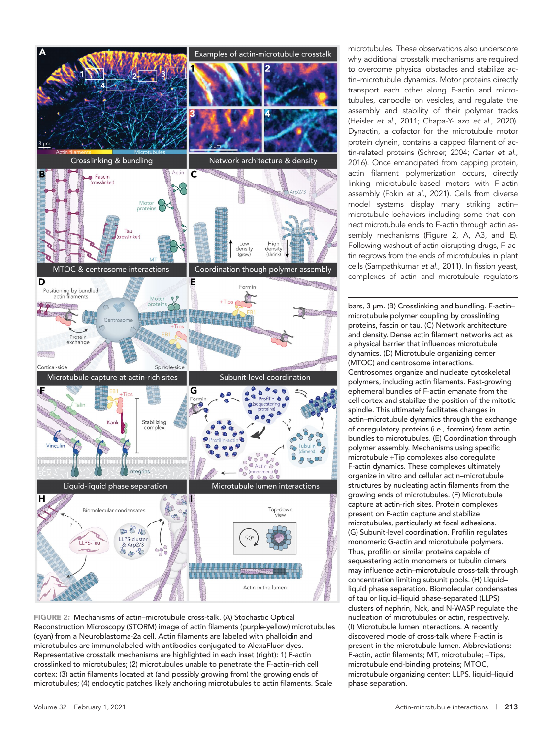microtubules. These observations also underscore why additional crosstalk mechanisms are required to overcome physical obstacles and stabilize actin–microtubule dynamics. Motor proteins directly transport each other along F-actin and microtubules, canoodle on vesicles, and regulate the assembly and stability of their polymer tracks (Heisler *et al.*, 2011; Chapa-Y-Lazo *et al.*, 2020). Dynactin, a cofactor for the microtubule motor protein dynein, contains a capped filament of actin-related proteins (Schroer, 2004; Carter *et al.*, 2016). Once emancipated from capping protein, actin filament polymerization occurs, directly linking microtubule-based motors with F-actin assembly (Fokin *et al.*, 2021). Cells from diverse model systems display many striking actin–microtubule behaviors including some that connect microtubule ends to F-actin through actin assembly mechanisms (Figure 2, A, A3, and E). Following washout of actin disrupting drugs, F-actin regrows from the ends of microtubules in plant cells (Sampathkumar *et al.*, 2011). In fission yeast, complexes of actin and microtubule regulators

**FIGURE 2:** Mechanisms of actin–microtubule cross-talk. (A) Stochastic Optical Reconstruction Microscopy (STORM) image of actin filaments (purple-yellow) microtubules (cyan) from a Neuroblastoma-2a cell. Actin filaments are labeled with phalloidin and microtubules are immunolabeled with antibodies conjugated to AlexaFluor dyes. Representative crosstalk mechanisms are highlighted in each inset (right): 1) F-actin crosslinked to microtubules; (2) microtubules unable to penetrate the F-actin–rich cell cortex; (3) actin filaments located at (and possibly growing from) the growing ends of microtubules; (4) endocytic patches likely anchoring microtubules to actin filaments. Scale bars, 3 µm. (B) Crosslinking and bundling. F-actin–microtubule polymer coupling by crosslinking proteins, fascin or tau. (C) Network architecture and density. Dense actin filament networks act as a physical barrier that influences microtubule dynamics. (D) Microtubule organizing center (MTOC) and centrosome interactions. Centrosomes organize and nucleate cytoskeletal polymers, including actin filaments. Fast-growing ephemeral bundles of F-actin emanate from the cell cortex and stabilize the position of the mitotic spindle. This ultimately facilitates changes in actin–microtubule dynamics through the exchange of coregulatory proteins (i.e., formins) from actin bundles to microtubules. (E) Coordination through polymer assembly. Mechanisms using specific microtubule +Tip complexes also coregulate F-actin dynamics. These complexes ultimately organize in vitro and cellular actin–microtubule structures by nucleating actin filaments from the growing ends of microtubules. (F) Microtubule capture at actin-rich sites. Protein complexes present on F-actin capture and stabilize microtubules, particularly at focal adhesions. (G) Subunit-level coordination. Profilin regulates monomeric G-actin and microtubule polymers. Thus, profilin or similar proteins capable of sequestering actin monomers or tubulin dimers may influence actin–microtubule cross-talk through concentration limiting subunit pools. (H) Liquid–liquid phase separation. Biomolecular condensates of tau or liquid–liquid phase-separated (LLPS) clusters of nephrin, Nck, and N-WASP regulate the nucleation of microtubules or actin, respectively. (I) Microtubule lumen interactions. A recently discovered mode of cross-talk where F-actin is present in the microtubule lumen. Abbreviations: F-actin, actin filaments; MT, microtubule; +Tips, microtubule end-binding proteins; MTOC, microtubule organizing center; LLPS, liquid–liquid phase separation.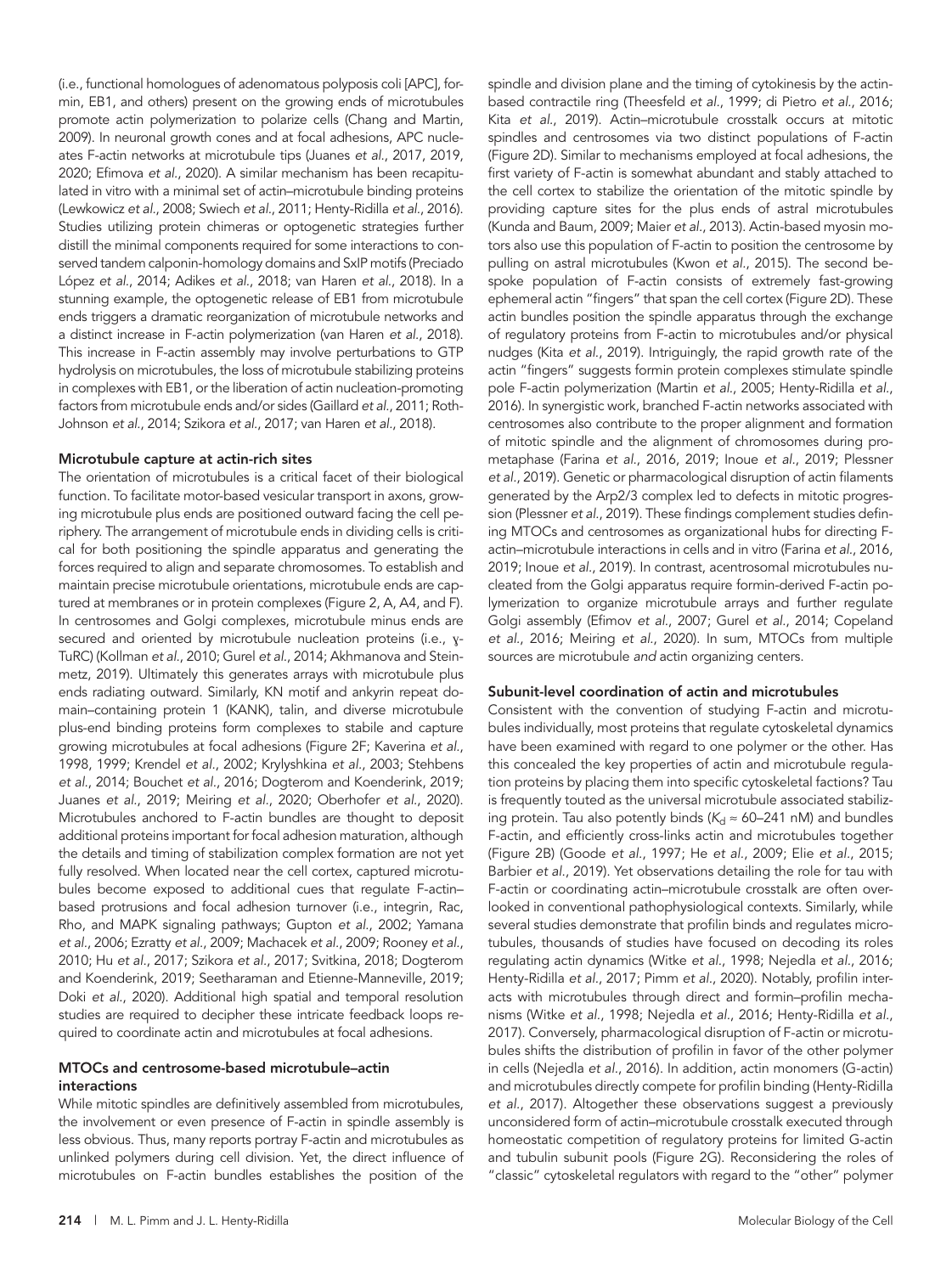(i.e., functional homologues of adenomatous polyposis coli [APC], formin, EB1, and others) present on the growing ends of microtubules promote actin polymerization to polarize cells (Chang and Martin, 2009). In neuronal growth cones and at focal adhesions, APC nucleates F-actin networks at microtubule tips (Juanes *et al.*, 2017, 2019, 2020; Efimova *et al.*, 2020). A similar mechanism has been recapitulated in vitro with a minimal set of actin–microtubule binding proteins (Lewkowicz *et al.*, 2008; Swiech *et al.*, 2011; Henty-Ridilla *et al.*, 2016). Studies utilizing protein chimeras or optogenetic strategies further distill the minimal components required for some interactions to conserved tandem calponin-homology domains and SxIP motifs (Preciado López *et al.*, 2014; Adikes *et al.*, 2018; van Haren *et al.*, 2018). In a stunning example, the optogenetic release of EB1 from microtubule ends triggers a dramatic reorganization of microtubule networks and a distinct increase in F-actin polymerization (van Haren *et al.*, 2018). This increase in F-actin assembly may involve perturbations to GTP hydrolysis on microtubules, the loss of microtubule stabilizing proteins in complexes with EB1, or the liberation of actin nucleation-promoting factors from microtubule ends and/or sides (Gaillard *et al.*, 2011; Roth-Johnson *et al.*, 2014; Szikora *et al.*, 2017; van Haren *et al.*, 2018).

### Microtubule capture at actin-rich sites

The orientation of microtubules is a critical facet of their biological function. To facilitate motor-based vesicular transport in axons, growing microtubule plus ends are positioned outward facing the cell periphery. The arrangement of microtubule ends in dividing cells is critical for both positioning the spindle apparatus and generating the forces required to align and separate chromosomes. To establish and maintain precise microtubule orientations, microtubule ends are captured at membranes or in protein complexes (Figure 2, A, A4, and F). In centrosomes and Golgi complexes, microtubule minus ends are secured and oriented by microtubule nucleation proteins (i.e., γ-TuRC) (Kollman *et al.*, 2010; Gurel *et al.*, 2014; Akhmanova and Steinmetz, 2019). Ultimately this generates arrays with microtubule plus ends radiating outward. Similarly, KN motif and ankyrin repeat domain–containing protein 1 (KANK), talin, and diverse microtubule plus-end binding proteins form complexes to stabile and capture growing microtubules at focal adhesions (Figure 2F; Kaverina *et al.*, 1998, 1999; Krendel *et al.*, 2002; Krylyshkina *et al.*, 2003; Stehbens *et al.*, 2014; Bouchet *et al.*, 2016; Dogterom and Koenderink, 2019; Juanes *et al.*, 2019; Meiring *et al.*, 2020; Oberhofer *et al.*, 2020). Microtubules anchored to F-actin bundles are thought to deposit additional proteins important for focal adhesion maturation, although the details and timing of stabilization complex formation are not yet fully resolved. When located near the cell cortex, captured microtubules become exposed to additional cues that regulate F-actin–based protrusions and focal adhesion turnover (i.e., integrin, Rac, Rho, and MAPK signaling pathways; Gupton *et al.*, 2002; Yamana *et al.*, 2006; Ezratty *et al.*, 2009; Machacek *et al.*, 2009; Rooney *et al.*, 2010; Hu *et al.*, 2017; Szikora *et al.*, 2017; Svitkina, 2018; Dogterom and Koenderink, 2019; Seetharaman and Etienne-Manneville, 2019; Doki *et al.*, 2020). Additional high spatial and temporal resolution studies are required to decipher these intricate feedback loops required to coordinate actin and microtubules at focal adhesions.

### MTOCs and centrosome-based microtubule–actin interactions

While mitotic spindles are definitively assembled from microtubules, the involvement or even presence of F-actin in spindle assembly is less obvious. Thus, many reports portray F-actin and microtubules as unlinked polymers during cell division. Yet, the direct influence of microtubules on F-actin bundles establishes the position of the spindle and division plane and the timing of cytokinesis by the actin-based contractile ring (Theesfeld *et al.*, 1999; di Pietro *et al.*, 2016; Kita *et al.*, 2019). Actin–microtubule crosstalk occurs at mitotic spindles and centrosomes via two distinct populations of F-actin (Figure 2D). Similar to mechanisms employed at focal adhesions, the first variety of F-actin is somewhat abundant and stably attached to the cell cortex to stabilize the orientation of the mitotic spindle by providing capture sites for the plus ends of astral microtubules (Kunda and Baum, 2009; Maier *et al.*, 2013). Actin-based myosin motors also use this population of F-actin to position the centrosome by pulling on astral microtubules (Kwon *et al.*, 2015). The second bespoke population of F-actin consists of extremely fast-growing ephemeral actin "fingers" that span the cell cortex (Figure 2D). These actin bundles position the spindle apparatus through the exchange of regulatory proteins from F-actin to microtubules and/or physical nudges (Kita *et al.*, 2019). Intriguingly, the rapid growth rate of the actin "fingers" suggests formin protein complexes stimulate spindle pole F-actin polymerization (Martin *et al.*, 2005; Henty-Ridilla *et al.*, 2016). In synergistic work, branched F-actin networks associated with centrosomes also contribute to the proper alignment and formation of mitotic spindle and the alignment of chromosomes during prometaphase (Farina *et al.*, 2016, 2019; Inoue *et al.*, 2019; Plessner *et al.*, 2019). Genetic or pharmacological disruption of actin filaments generated by the Arp2/3 complex led to defects in mitotic progression (Plessner *et al.*, 2019). These findings complement studies defining MTOCs and centrosomes as organizational hubs for directing F-actin–microtubule interactions in cells and in vitro (Farina *et al.*, 2016, 2019; Inoue *et al.*, 2019). In contrast, acentrosomal microtubules nucleated from the Golgi apparatus require formin-derived F-actin polymerization to organize microtubule arrays and further regulate Golgi assembly (Efimov *et al.*, 2007; Gurel *et al.*, 2014; Copeland *et al.*, 2016; Meiring *et al.*, 2020). In sum, MTOCs from multiple sources are microtubule *and* actin organizing centers.

### Subunit-level coordination of actin and microtubules

Consistent with the convention of studying F-actin and microtubules individually, most proteins that regulate cytoskeletal dynamics have been examined with regard to one polymer or the other. Has this concealed the key properties of actin and microtubule regulation proteins by placing them into specific cytoskeletal factions? Tau is frequently touted as the universal microtubule associated stabilizing protein. Tau also potently binds ($K_d \approx$ 60–241 nM) and bundles F-actin, and efficiently cross-links actin and microtubules together (Figure 2B) (Goode *et al.*, 1997; He *et al.*, 2009; Elie *et al.*, 2015; Barbier *et al.*, 2019). Yet observations detailing the role for tau with F-actin or coordinating actin–microtubule crosstalk are often overlooked in conventional pathophysiological contexts. Similarly, while several studies demonstrate that profilin binds and regulates microtubules, thousands of studies have focused on decoding its roles regulating actin dynamics (Witke *et al.*, 1998; Nejedla *et al.*, 2016; Henty-Ridilla *et al.*, 2017; Pimm *et al.*, 2020). Notably, profilin interacts with microtubules through direct and formin–profilin mechanisms (Witke *et al.*, 1998; Nejedla *et al.*, 2016; Henty-Ridilla *et al.*, 2017). Conversely, pharmacological disruption of F-actin or microtubules shifts the distribution of profilin in favor of the other polymer in cells (Nejedla *et al.*, 2016). In addition, actin monomers (G-actin) and microtubules directly compete for profilin binding (Henty-Ridilla *et al.*, 2017). Altogether these observations suggest a previously unconsidered form of actin–microtubule crosstalk executed through homeostatic competition of regulatory proteins for limited G-actin and tubulin subunit pools (Figure 2G). Reconsidering the roles of "classic" cytoskeletal regulators with regard to the "other" polymer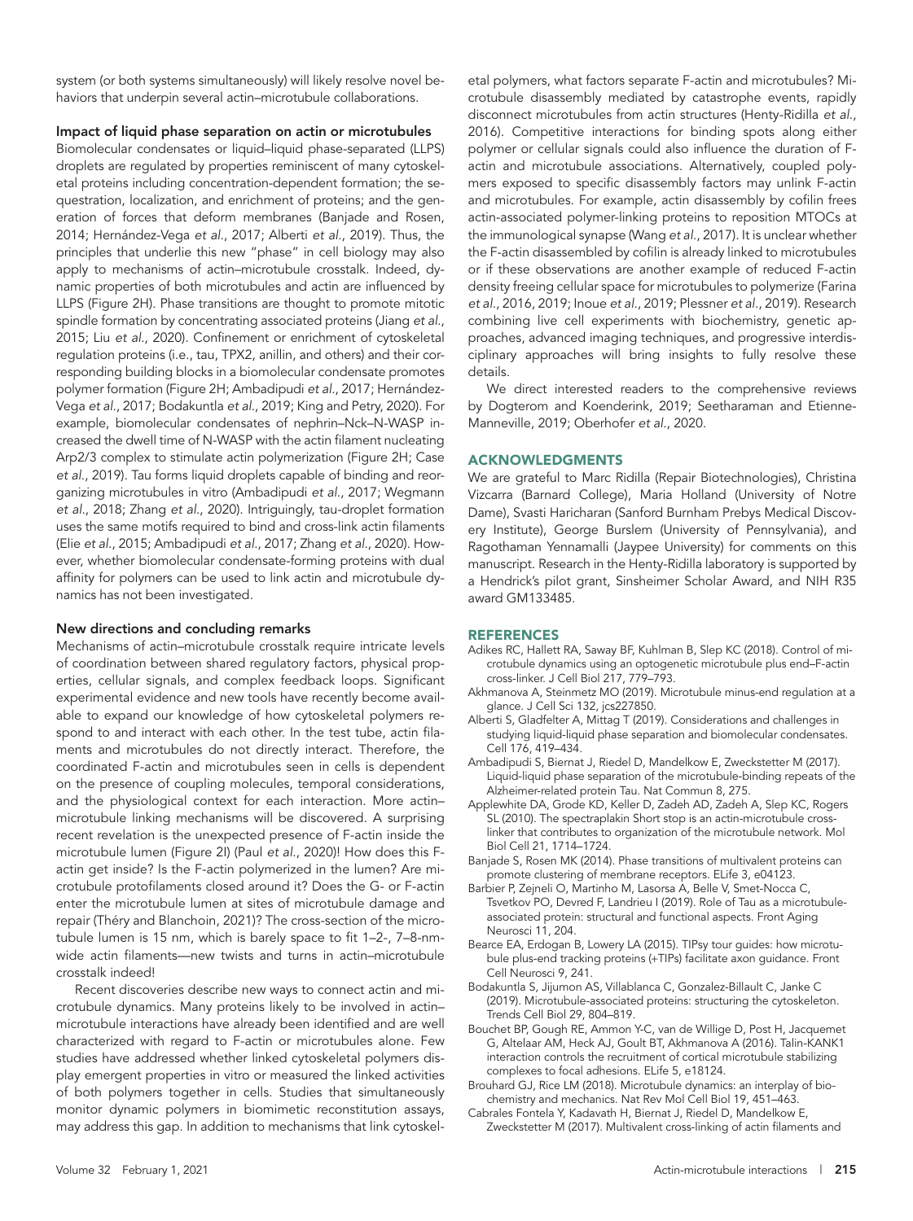system (or both systems simultaneously) will likely resolve novel behaviors that underpin several actin–microtubule collaborations.

### Impact of liquid phase separation on actin or microtubules

Biomolecular condensates or liquid–liquid phase-separated (LLPS) droplets are regulated by properties reminiscent of many cytoskeletal proteins including concentration-dependent formation; the sequestration, localization, and enrichment of proteins; and the generation of forces that deform membranes (Banjade and Rosen, 2014; Hernández-Vega *et al.*, 2017; Alberti *et al.*, 2019). Thus, the principles that underlie this new "phase" in cell biology may also apply to mechanisms of actin–microtubule crosstalk. Indeed, dynamic properties of both microtubules and actin are influenced by LLPS (Figure 2H). Phase transitions are thought to promote mitotic spindle formation by concentrating associated proteins (Jiang *et al.*, 2015; Liu *et al.*, 2020). Confinement or enrichment of cytoskeletal regulation proteins (i.e., tau, TPX2, anillin, and others) and their corresponding building blocks in a biomolecular condensate promotes polymer formation (Figure 2H; Ambadipudi *et al.*, 2017; Hernández-Vega *et al.*, 2017; Bodakuntla *et al.*, 2019; King and Petry, 2020). For example, biomolecular condensates of nephrin–Nck–N-WASP increased the dwell time of N-WASP with the actin filament nucleating Arp2/3 complex to stimulate actin polymerization (Figure 2H; Case *et al.*, 2019). Tau forms liquid droplets capable of binding and reorganizing microtubules in vitro (Ambadipudi *et al.*, 2017; Wegmann *et al.*, 2018; Zhang *et al.*, 2020). Intriguingly, tau-droplet formation uses the same motifs required to bind and cross-link actin filaments (Elie *et al.*, 2015; Ambadipudi *et al.*, 2017; Zhang *et al.*, 2020). However, whether biomolecular condensate-forming proteins with dual affinity for polymers can be used to link actin and microtubule dynamics has not been investigated.

### New directions and concluding remarks

Mechanisms of actin–microtubule crosstalk require intricate levels of coordination between shared regulatory factors, physical properties, cellular signals, and complex feedback loops. Significant experimental evidence and new tools have recently become available to expand our knowledge of how cytoskeletal polymers respond to and interact with each other. In the test tube, actin filaments and microtubules do not directly interact. Therefore, the coordinated F-actin and microtubules seen in cells is dependent on the presence of coupling molecules, temporal considerations, and the physiological context for each interaction. More actin–microtubule linking mechanisms will be discovered. A surprising recent revelation is the unexpected presence of F-actin inside the microtubule lumen (Figure 2I) (Paul *et al.*, 2020)! How does this F-actin get inside? Is the F-actin polymerized in the lumen? Are microtubule protofilaments closed around it? Does the G- or F-actin enter the microtubule lumen at sites of microtubule damage and repair (Théry and Blanchoin, 2021)? The cross-section of the microtubule lumen is 15 nm, which is barely space to fit 1–2-, 7–8-nm-wide actin filaments—new twists and turns in actin–microtubule crosstalk indeed!

Recent discoveries describe new ways to connect actin and microtubule dynamics. Many proteins likely to be involved in actin–microtubule interactions have already been identified and are well characterized with regard to F-actin or microtubules alone. Few studies have addressed whether linked cytoskeletal polymers display emergent properties in vitro or measured the linked activities of both polymers together in cells. Studies that simultaneously monitor dynamic polymers in biomimetic reconstitution assays, may address this gap. In addition to mechanisms that link cytoskeletal polymers, what factors separate F-actin and microtubules? Microtubule disassembly mediated by catastrophe events, rapidly disconnect microtubules from actin structures (Henty-Ridilla *et al.*, 2016). Competitive interactions for binding spots along either polymer or cellular signals could also influence the duration of F-actin and microtubule associations. Alternatively, coupled polymers exposed to specific disassembly factors may unlink F-actin and microtubules. For example, actin disassembly by cofilin frees actin-associated polymer-linking proteins to reposition MTOCs at the immunological synapse (Wang *et al.*, 2017). It is unclear whether the F-actin disassembled by cofilin is already linked to microtubules or if these observations are another example of reduced F-actin density freeing cellular space for microtubules to polymerize (Farina *et al.*, 2016, 2019; Inoue *et al.*, 2019; Plessner *et al.*, 2019). Research combining live cell experiments with biochemistry, genetic approaches, advanced imaging techniques, and progressive interdisciplinary approaches will bring insights to fully resolve these details.

We direct interested readers to the comprehensive reviews by Dogterom and Koenderink, 2019; Seetharaman and Etienne-Manneville, 2019; Oberhofer *et al.*, 2020.

## ACKNOWLEDGMENTS

We are grateful to Marc Ridilla (Repair Biotechnologies), Christina Vizcarra (Barnard College), Maria Holland (University of Notre Dame), Svasti Haricharan (Sanford Burnham Prebys Medical Discovery Institute), George Burslem (University of Pennsylvania), and Ragothaman Yennamalli (Jaypee University) for comments on this manuscript. Research in the Henty-Ridilla laboratory is supported by a Hendrick's pilot grant, Sinsheimer Scholar Award, and NIH R35 award GM133485.

## REFERENCES

Adikes RC, Hallett RA, Saway BF, Kuhlman B, Slep KC (2018). Control of microtubule dynamics using an optogenetic microtubule plus end–F-actin cross-linker. J Cell Biol 217, 779–793.

Akhmanova A, Steinmetz MO (2019). Microtubule minus-end regulation at a glance. J Cell Sci 132, jcs227850.

Alberti S, Gladfelter A, Mittag T (2019). Considerations and challenges in studying liquid-liquid phase separation and biomolecular condensates. Cell 176, 419–434.

Ambadipudi S, Biernat J, Riedel D, Mandelkow E, Zweckstetter M (2017). Liquid-liquid phase separation of the microtubule-binding repeats of the Alzheimer-related protein Tau. Nat Commun 8, 275.

Applewhite DA, Grode KD, Keller D, Zadeh AD, Zadeh A, Slep KC, Rogers SL (2010). The spectraplakin Short stop is an actin-microtubule cross-linker that contributes to organization of the microtubule network. Mol Biol Cell 21, 1714–1724.

Banjade S, Rosen MK (2014). Phase transitions of multivalent proteins can promote clustering of membrane receptors. ELife 3, e04123.

Barbier P, Zejneli O, Martinho M, Lasorsa A, Belle V, Smet-Nocca C, Tsvetkov PO, Devred F, Landrieu I (2019). Role of Tau as a microtubule-associated protein: structural and functional aspects. Front Aging Neurosci 11, 204.

Bearce EA, Erdogan B, Lowery LA (2015). TIPsy tour guides: how microtubule plus-end tracking proteins (+TIPs) facilitate axon guidance. Front Cell Neurosci 9, 241.

Bodakuntla S, Jijumon AS, Villablanca C, Gonzalez-Billault C, Janke C (2019). Microtubule-associated proteins: structuring the cytoskeleton. Trends Cell Biol 29, 804–819.

Bouchet BP, Gough RE, Ammon Y-C, van de Willige D, Post H, Jacquemet G, Altelaar AM, Heck AJ, Goult BT, Akhmanova A (2016). Talin-KANK1 interaction controls the recruitment of cortical microtubule stabilizing complexes to focal adhesions. ELife 5, e18124.

Brouhard GJ, Rice LM (2018). Microtubule dynamics: an interplay of biochemistry and mechanics. Nat Rev Mol Cell Biol 19, 451–463.

Cabrales Fontela Y, Kadavath H, Biernat J, Riedel D, Mandelkow E, Zweckstetter M (2017). Multivalent cross-linking of actin filaments and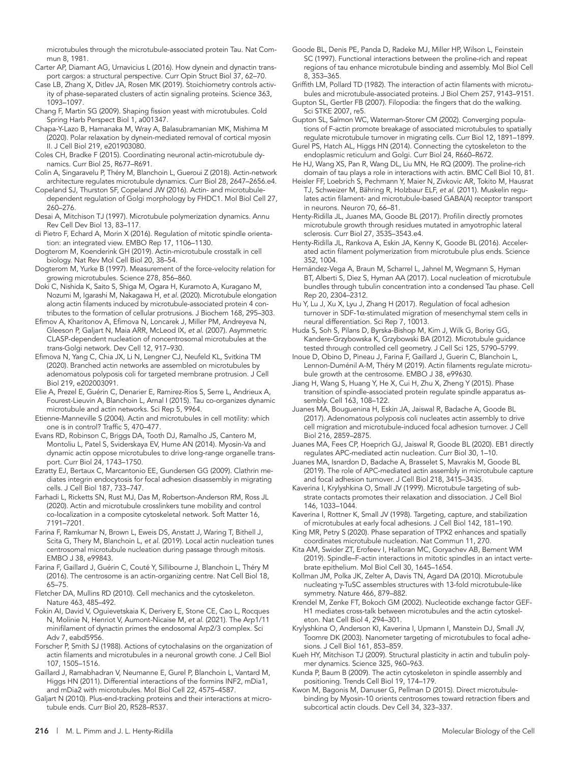microtubules through the microtubule-associated protein Tau. Nat Commun 8, 1981.

Carter AP, Diamant AG, Urnavicius L (2016). How dynein and dynactin transport cargos: a structural perspective. Curr Opin Struct Biol 37, 62–70.

Case LB, Zhang X, Ditlev JA, Rosen MK (2019). Stoichiometry controls activity of phase-separated clusters of actin signaling proteins. Science 363, 1093–1097.

Chang F, Martin SG (2009). Shaping fission yeast with microtubules. Cold Spring Harb Perspect Biol 1, a001347.

Chapa-Y-Lazo B, Hamanaka M, Wray A, Balasubramanian MK, Mishima M (2020). Polar relaxation by dynein-mediated removal of cortical myosin II. J Cell Biol 219, e201903080.

Coles CH, Bradke F (2015). Coordinating neuronal actin-microtubule dynamics. Curr Biol 25, R677–R691.

Colin A, Singaravelu P, Théry M, Blanchoin L, Gueroui Z (2018). Actin-network architecture regulates microtubule dynamics. Curr Biol 28, 2647–2656.e4.

Copeland SJ, Thurston SF, Copeland JW (2016). Actin- and microtubule-dependent regulation of Golgi morphology by FHDC1. Mol Biol Cell 27, 260–276.

Desai A, Mitchison TJ (1997). Microtubule polymerization dynamics. Annu Rev Cell Dev Biol 13, 83–117.

di Pietro F, Echard A, Morin X (2016). Regulation of mitotic spindle orientation: an integrated view. EMBO Rep 17, 1106–1130.

Dogterom M, Koenderink GH (2019). Actin-microtubule crosstalk in cell biology. Nat Rev Mol Cell Biol 20, 38–54.

Dogterom M, Yurke B (1997). Measurement of the force-velocity relation for growing microtubules. Science 278, 856–860.

Doki C, Nishida K, Saito S, Shiga M, Ogara H, Kuramoto A, Kuragano M, Nozumi M, Igarashi M, Nakagawa H, *et al.* (2020). Microtubule elongation along actin filaments induced by microtubule-associated protein 4 contributes to the formation of cellular protrusions. J Biochem 168, 295–303.

Efimov A, Kharitonov A, Efimova N, Loncarek J, Miller PM, Andreyeva N, Gleeson P, Galjart N, Maia ARR, McLeod IX, *et al.* (2007). Asymmetric CLASP-dependent nucleation of noncentrosomal microtubules at the *trans*-Golgi network. Dev Cell 12, 917–930.

Efimova N, Yang C, Chia JX, Li N, Lengner CJ, Neufeld KL, Svitkina TM (2020). Branched actin networks are assembled on microtubules by adenomatous polyposis coli for targeted membrane protrusion. J Cell Biol 219, e202003091.

Elie A, Prezel E, Guérin C, Denarier E, Ramirez-Rios S, Serre L, Andrieux A, Fourest-Lieuvin A, Blanchoin L, Arnal I (2015). Tau co-organizes dynamic microtubule and actin networks. Sci Rep 5, 9964.

Etienne-Manneville S (2004). Actin and microtubules in cell motility: which one is in control? Traffic 5, 470–477.

Evans RD, Robinson C, Briggs DA, Tooth DJ, Ramalho JS, Cantero M, Montoliu L, Patel S, Sviderskaya EV, Hume AN (2014). Myosin-Va and dynamic actin oppose microtubules to drive long-range organelle transport. Curr Biol 24, 1743–1750.

Ezratty EJ, Bertaux C, Marcantonio EE, Gundersen GG (2009). Clathrin mediates integrin endocytosis for focal adhesion disassembly in migrating cells. J Cell Biol 187, 733–747.

Farhadi L, Ricketts SN, Rust MJ, Das M, Robertson-Anderson RM, Ross JL (2020). Actin and microtubule crosslinkers tune mobility and control co-localization in a composite cytoskeletal network. Soft Matter 16, 7191–7201.

Farina F, Ramkumar N, Brown L, Eweis DS, Anstatt J, Waring T, Bithell J, Scita G, Thery M, Blanchoin L, *et al.* (2019). Local actin nucleation tunes centrosomal microtubule nucleation during passage through mitosis. EMBO J 38, e99843.

Farina F, Gaillard J, Guérin C, Couté Y, Sillibourne J, Blanchoin L, Théry M (2016). The centrosome is an actin-organizing centre. Nat Cell Biol 18, 65–75.

Fletcher DA, Mullins RD (2010). Cell mechanics and the cytoskeleton. Nature 463, 485–492.

Fokin AI, David V, Oguievetskaia K, Derivery E, Stone CE, Cao L, Rocques N, Molinie N, Henriot V, Aumont-Nicaise M, *et al.* (2021). The Arp1/11 minifilament of dynactin primes the endosomal Arp2/3 complex. Sci Adv 7, eabd5956.

Forscher P, Smith SJ (1988). Actions of cytochalasins on the organization of actin filaments and microtubules in a neuronal growth cone. J Cell Biol 107, 1505–1516.

Gaillard J, Ramabhadran V, Neumanne E, Gurel P, Blanchoin L, Vantard M, Higgs HN (2011). Differential interactions of the formins INF2, mDia1, and mDia2 with microtubules. Mol Biol Cell 22, 4575–4587.

Galjart N (2010). Plus-end-tracking proteins and their interactions at microtubule ends. Curr Biol 20, R528–R537.

Goode BL, Denis PE, Panda D, Radeke MJ, Miller HP, Wilson L, Feinstein SC (1997). Functional interactions between the proline-rich and repeat regions of tau enhance microtubule binding and assembly. Mol Biol Cell 8, 353–365.

Griffith LM, Pollard TD (1982). The interaction of actin filaments with microtubules and microtubule-associated proteins. J Biol Chem 257, 9143–9151.

Gupton SL, Gertler FB (2007). Filopodia: the fingers that do the walking. Sci STKE 2007, re5.

Gupton SL, Salmon WC, Waterman-Storer CM (2002). Converging populations of F-actin promote breakage of associated microtubules to spatially regulate microtubule turnover in migrating cells. Curr Biol 12, 1891–1899.

Gurel PS, Hatch AL, Higgs HN (2014). Connecting the cytoskeleton to the endoplasmic reticulum and Golgi. Curr Biol 24, R660–R672.

He HJ, Wang XS, Pan R, Wang DL, Liu MN, He RQ (2009). The proline-rich domain of tau plays a role in interactions with actin. BMC Cell Biol 10, 81.

Heisler FF, Loebrich S, Pechmann Y, Maier N, Zivkovic AR, Tokito M, Hausrat TJ, Schweizer M, Bähring R, Holzbaur ELF, *et al.* (2011). Muskelin regulates actin filament- and microtubule-based GABA(A) receptor transport in neurons. Neuron 70, 66–81.

Henty-Ridilla JL, Juanes MA, Goode BL (2017). Profilin directly promotes microtubule growth through residues mutated in amyotrophic lateral sclerosis. Curr Biol 27, 3535–3543.e4.

Henty-Ridilla JL, Rankova A, Eskin JA, Kenny K, Goode BL (2016). Accelerated actin filament polymerization from microtubule plus ends. Science 352, 1004.

Hernández-Vega A, Braun M, Scharrel L, Jahnel M, Wegmann S, Hyman BT, Alberti S, Diez S, Hyman AA (2017). Local nucleation of microtubule bundles through tubulin concentration into a condensed Tau phase. Cell Rep 20, 2304–2312.

Hu Y, Lu J, Xu X, Lyu J, Zhang H (2017). Regulation of focal adhesion turnover in SDF-1α-stimulated migration of mesenchymal stem cells in neural differentiation. Sci Rep 7, 10013.

Huda S, Soh S, Pilans D, Byrska-Bishop M, Kim J, Wilk G, Borisy GG, Kandere-Grzybowska K, Grzybowski BA (2012). Microtubule guidance tested through controlled cell geometry. J Cell Sci 125, 5790–5799.

Inoue D, Obino D, Pineau J, Farina F, Gaillard J, Guerin C, Blanchoin L, Lennon-Duménil A-M, Théry M (2019). Actin filaments regulate microtubule growth at the centrosome. EMBO J 38, e99630.

Jiang H, Wang S, Huang Y, He X, Cui H, Zhu X, Zheng Y (2015). Phase transition of spindle-associated protein regulate spindle apparatus assembly. Cell 163, 108–122.

Juanes MA, Bouguenina H, Eskin JA, Jaiswal R, Badache A, Goode BL (2017). Adenomatous polyposis coli nucleates actin assembly to drive cell migration and microtubule-induced focal adhesion turnover. J Cell Biol 216, 2859–2875.

Juanes MA, Fees CP, Hoeprich GJ, Jaiswal R, Goode BL (2020). EB1 directly regulates APC-mediated actin nucleation. Curr Biol 30, 1–10.

Juanes MA, Isnardon D, Badache A, Brasselet S, Mavrakis M, Goode BL (2019). The role of APC-mediated actin assembly in microtubule capture and focal adhesion turnover. J Cell Biol 218, 3415–3435.

Kaverina I, Krylyshkina O, Small JV (1999). Microtubule targeting of substrate contacts promotes their relaxation and dissociation. J Cell Biol 146, 1033–1044.

Kaverina I, Rottner K, Small JV (1998). Targeting, capture, and stabilization of microtubules at early focal adhesions. J Cell Biol 142, 181–190.

King MR, Petry S (2020). Phase separation of TPX2 enhances and spatially coordinates microtubule nucleation. Nat Commun 11, 270.

Kita AM, Swider ZT, Erofeev I, Halloran MC, Goryachev AB, Bement WM (2019). Spindle–F-actin interactions in mitotic spindles in an intact vertebrate epithelium. Mol Biol Cell 30, 1645–1654.

Kollman JM, Polka JK, Zelter A, Davis TN, Agard DA (2010). Microtubule nucleating γ-TuSC assembles structures with 13-fold microtubule-like symmetry. Nature 466, 879–882.

Krendel M, Zenke FT, Bokoch GM (2002). Nucleotide exchange factor GEF-H1 mediates cross-talk between microtubules and the actin cytoskeleton. Nat Cell Biol 4, 294–301.

Krylyshkina O, Anderson KI, Kaverina I, Upmann I, Manstein DJ, Small JV, Toomre DK (2003). Nanometer targeting of microtubules to focal adhesions. J Cell Biol 161, 853–859.

Kueh HY, Mitchison TJ (2009). Structural plasticity in actin and tubulin polymer dynamics. Science 325, 960–963.

Kunda P, Baum B (2009). The actin cytoskeleton in spindle assembly and positioning. Trends Cell Biol 19, 174–179.

Kwon M, Bagonis M, Danuser G, Pellman D (2015). Direct microtubule-binding by Myosin-10 orients centrosomes toward retraction fibers and subcortical actin clouds. Dev Cell 34, 323–337.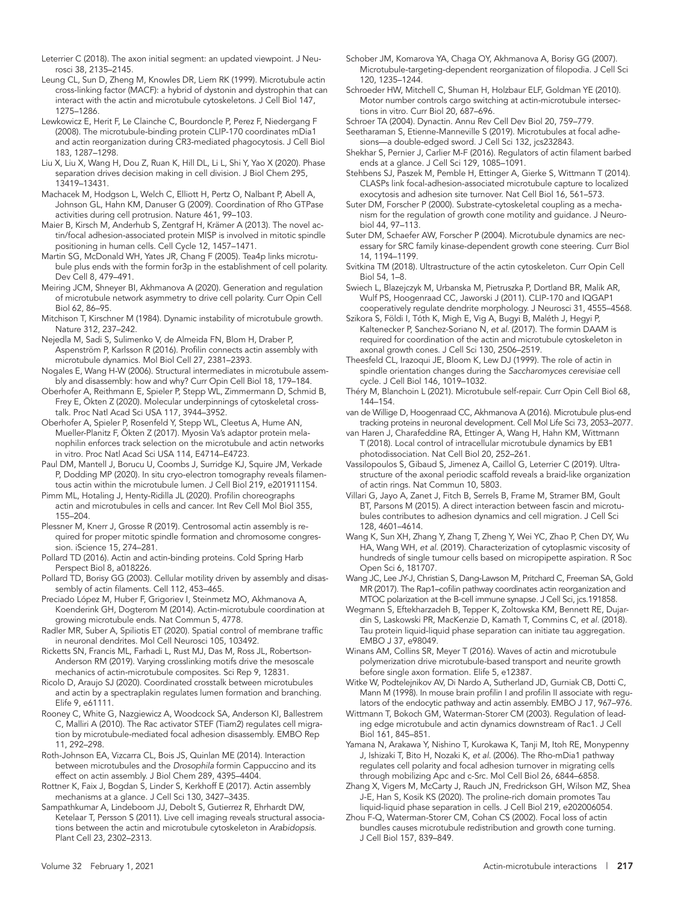Leterrier C (2018). The axon initial segment: an updated viewpoint. J Neurosci 38, 2135–2145.

Leung CL, Sun D, Zheng M, Knowles DR, Liem RK (1999). Microtubule actin cross-linking factor (MACF): a hybrid of dystonin and dystrophin that can interact with the actin and microtubule cytoskeletons. J Cell Biol 147, 1275–1286.

Lewkowicz E, Herit F, Le Clainche C, Bourdoncle P, Perez F, Niedergang F (2008). The microtubule-binding protein CLIP-170 coordinates mDia1 and actin reorganization during CR3-mediated phagocytosis. J Cell Biol 183, 1287–1298.

Liu X, Liu X, Wang H, Dou Z, Ruan K, Hill DL, Li L, Shi Y, Yao X (2020). Phase separation drives decision making in cell division. J Biol Chem 295, 13419–13431.

Machacek M, Hodgson L, Welch C, Elliott H, Pertz O, Nalbant P, Abell A, Johnson GL, Hahn KM, Danuser G (2009). Coordination of Rho GTPase activities during cell protrusion. Nature 461, 99–103.

Maier B, Kirsch M, Anderhub S, Zentgraf H, Krämer A (2013). The novel actin/focal adhesion-associated protein MISP is involved in mitotic spindle positioning in human cells. Cell Cycle 12, 1457–1471.

Martin SG, McDonald WH, Yates JR, Chang F (2005). Tea4p links microtubule plus ends with the formin for3p in the establishment of cell polarity. Dev Cell 8, 479–491.

Meiring JCM, Shneyer BI, Akhmanova A (2020). Generation and regulation of microtubule network asymmetry to drive cell polarity. Curr Opin Cell Biol 62, 86–95.

Mitchison T, Kirschner M (1984). Dynamic instability of microtubule growth. Nature 312, 237–242.

Nejedla M, Sadi S, Sulimenko V, de Almeida FN, Blom H, Draber P, Aspenström P, Karlsson R (2016). Profilin connects actin assembly with microtubule dynamics. Mol Biol Cell 27, 2381–2393.

Nogales E, Wang H-W (2006). Structural intermediates in microtubule assembly and disassembly: how and why? Curr Opin Cell Biol 18, 179–184.

Oberhofer A, Reithmann E, Spieler P, Stepp WL, Zimmermann D, Schmid B, Frey E, Ökten Z (2020). Molecular underpinnings of cytoskeletal cross-talk. Proc Natl Acad Sci USA 117, 3944–3952.

Oberhofer A, Spieler P, Rosenfeld Y, Stepp WL, Cleetus A, Hume AN, Mueller-Planitz F, Ökten Z (2017). Myosin Va's adaptor protein melanophilin enforces track selection on the microtubule and actin networks in vitro. Proc Natl Acad Sci USA 114, E4714–E4723.

Paul DM, Mantell J, Borucu U, Coombs J, Surridge KJ, Squire JM, Verkade P, Dodding MP (2020). In situ cryo-electron tomography reveals filamentous actin within the microtubule lumen. J Cell Biol 219, e201911154.

Pimm ML, Hotaling J, Henty-Ridilla JL (2020). Profilin choreographs actin and microtubules in cells and cancer. Int Rev Cell Mol Biol 355, 155–204.

Plessner M, Knerr J, Grosse R (2019). Centrosomal actin assembly is required for proper mitotic spindle formation and chromosome congression. iScience 15, 274–281.

Pollard TD (2016). Actin and actin-binding proteins. Cold Spring Harb Perspect Biol 8, a018226.

Pollard TD, Borisy GG (2003). Cellular motility driven by assembly and disassembly of actin filaments. Cell 112, 453–465.

Preciado López M, Huber F, Grigoriev I, Steinmetz MO, Akhmanova A, Koenderink GH, Dogterom M (2014). Actin-microtubule coordination at growing microtubule ends. Nat Commun 5, 4778.

Radler MR, Suber A, Spiliotis ET (2020). Spatial control of membrane traffic in neuronal dendrites. Mol Cell Neurosci 105, 103492.

Ricketts SN, Francis ML, Farhadi L, Rust MJ, Das M, Ross JL, Robertson-Anderson RM (2019). Varying crosslinking motifs drive the mesoscale mechanics of actin-microtubule composites. Sci Rep 9, 12831.

Ricolo D, Araujo SJ (2020). Coordinated crosstalk between microtubules and actin by a spectraplakin regulates lumen formation and branching. Elife 9, e61111.

Rooney C, White G, Nazgiewicz A, Woodcock SA, Anderson KI, Ballestrem C, Malliri A (2010). The Rac activator STEF (Tiam2) regulates cell migration by microtubule-mediated focal adhesion disassembly. EMBO Rep 11, 292–298.

Roth-Johnson EA, Vizcarra CL, Bois JS, Quinlan ME (2014). Interaction between microtubules and the *Drosophila* formin Cappuccino and its effect on actin assembly. J Biol Chem 289, 4395–4404.

Rottner K, Faix J, Bogdan S, Linder S, Kerkhoff E (2017). Actin assembly mechanisms at a glance. J Cell Sci 130, 3427–3435.

Sampathkumar A, Lindeboom JJ, Debolt S, Gutierrez R, Ehrhardt DW, Ketelaar T, Persson S (2011). Live cell imaging reveals structural associations between the actin and microtubule cytoskeleton in *Arabidopsis*. Plant Cell 23, 2302–2313.

Schober JM, Komarova YA, Chaga OY, Akhmanova A, Borisy GG (2007). Microtubule-targeting-dependent reorganization of filopodia. J Cell Sci 120, 1235–1244.

Schroeder HW, Mitchell C, Shuman H, Holzbaur ELF, Goldman YE (2010). Motor number controls cargo switching at actin-microtubule intersections in vitro. Curr Biol 20, 687–696.

Schroer TA (2004). Dynactin. Annu Rev Cell Dev Biol 20, 759–779.

Seetharaman S, Etienne-Manneville S (2019). Microtubules at focal adhesions—a double-edged sword. J Cell Sci 132, jcs232843.

Shekhar S, Pernier J, Carlier M-F (2016). Regulators of actin filament barbed ends at a glance. J Cell Sci 129, 1085–1091.

Stehbens SJ, Paszek M, Pemble H, Ettinger A, Gierke S, Wittmann T (2014). CLASPs link focal-adhesion-associated microtubule capture to localized exocytosis and adhesion site turnover. Nat Cell Biol 16, 561–573.

Suter DM, Forscher P (2000). Substrate-cytoskeletal coupling as a mechanism for the regulation of growth cone motility and guidance. J Neurobiol 44, 97–113.

Suter DM, Schaefer AW, Forscher P (2004). Microtubule dynamics are necessary for SRC family kinase-dependent growth cone steering. Curr Biol 14, 1194–1199.

Svitkina TM (2018). Ultrastructure of the actin cytoskeleton. Curr Opin Cell Biol 54, 1–8.

Swiech L, Blazejczyk M, Urbanska M, Pietruszka P, Dortland BR, Malik AR, Wulf PS, Hoogenraad CC, Jaworski J (2011). CLIP-170 and IQGAP1 cooperatively regulate dendrite morphology. J Neurosci 31, 4555–4568.

Szikora S, Földi I, Tóth K, Migh E, Vig A, Bugyi B, Maléth J, Hegyi P, Kaltenecker P, Sanchez-Soriano N, *et al.* (2017). The formin DAAM is required for coordination of the actin and microtubule cytoskeleton in axonal growth cones. J Cell Sci 130, 2506–2519.

Theesfeld CL, Irazoqui JE, Bloom K, Lew DJ (1999). The role of actin in spindle orientation changes during the *Saccharomyces cerevisiae* cell cycle. J Cell Biol 146, 1019–1032.

Théry M, Blanchoin L (2021). Microtubule self-repair. Curr Opin Cell Biol 68, 144–154.

van de Willige D, Hoogenraad CC, Akhmanova A (2016). Microtubule plus-end tracking proteins in neuronal development. Cell Mol Life Sci 73, 2053–2077.

van Haren J, Charafeddine RA, Ettinger A, Wang H, Hahn KM, Wittmann T (2018). Local control of intracellular microtubule dynamics by EB1 photodissociation. Nat Cell Biol 20, 252–261.

Vassilopoulos S, Gibaud S, Jimenez A, Caillol G, Leterrier C (2019). Ultrastructure of the axonal periodic scaffold reveals a braid-like organization of actin rings. Nat Commun 10, 5803.

Villari G, Jayo A, Zanet J, Fitch B, Serrels B, Frame M, Stramer BM, Goult BT, Parsons M (2015). A direct interaction between fascin and microtubules contributes to adhesion dynamics and cell migration. J Cell Sci 128, 4601–4614.

Wang K, Sun XH, Zhang Y, Zhang T, Zheng Y, Wei YC, Zhao P, Chen DY, Wu HA, Wang WH, *et al.* (2019). Characterization of cytoplasmic viscosity of hundreds of single tumour cells based on micropipette aspiration. R Soc Open Sci 6, 181707.

Wang JC, Lee JY-J, Christian S, Dang-Lawson M, Pritchard C, Freeman SA, Gold MR (2017). The Rap1–cofilin pathway coordinates actin reorganization and MTOC polarization at the B-cell immune synapse. J Cell Sci, jcs.191858.

Wegmann S, Eftekharzadeh B, Tepper K, Zoltowska KM, Bennett RE, Dujardin S, Laskowski PR, MacKenzie D, Kamath T, Commins C, *et al.* (2018). Tau protein liquid-liquid phase separation can initiate tau aggregation. EMBO J 37, e98049.

Winans AM, Collins SR, Meyer T (2016). Waves of actin and microtubule polymerization drive microtubule-based transport and neurite growth before single axon formation. Elife 5, e12387.

Witke W, Podtelejnikov AV, Di Nardo A, Sutherland JD, Gurniak CB, Dotti C, Mann M (1998). In mouse brain profilin I and profilin II associate with regulators of the endocytic pathway and actin assembly. EMBO J 17, 967–976.

Wittmann T, Bokoch GM, Waterman-Storer CM (2003). Regulation of leading edge microtubule and actin dynamics downstream of Rac1. J Cell Biol 161, 845–851.

Yamana N, Arakawa Y, Nishino T, Kurokawa K, Tanji M, Itoh RE, Monypenny J, Ishizaki T, Bito H, Nozaki K, *et al.* (2006). The Rho-mDia1 pathway regulates cell polarity and focal adhesion turnover in migrating cells through mobilizing Apc and c-Src. Mol Cell Biol 26, 6844–6858.

Zhang X, Vigers M, McCarty J, Rauch JN, Fredrickson GH, Wilson MZ, Shea J-E, Han S, Kosik KS (2020). The proline-rich domain promotes Tau liquid-liquid phase separation in cells. J Cell Biol 219, e202006054.

Zhou F-Q, Waterman-Storer CM, Cohan CS (2002). Focal loss of actin bundles causes microtubule redistribution and growth cone turning. J Cell Biol 157, 839–849.